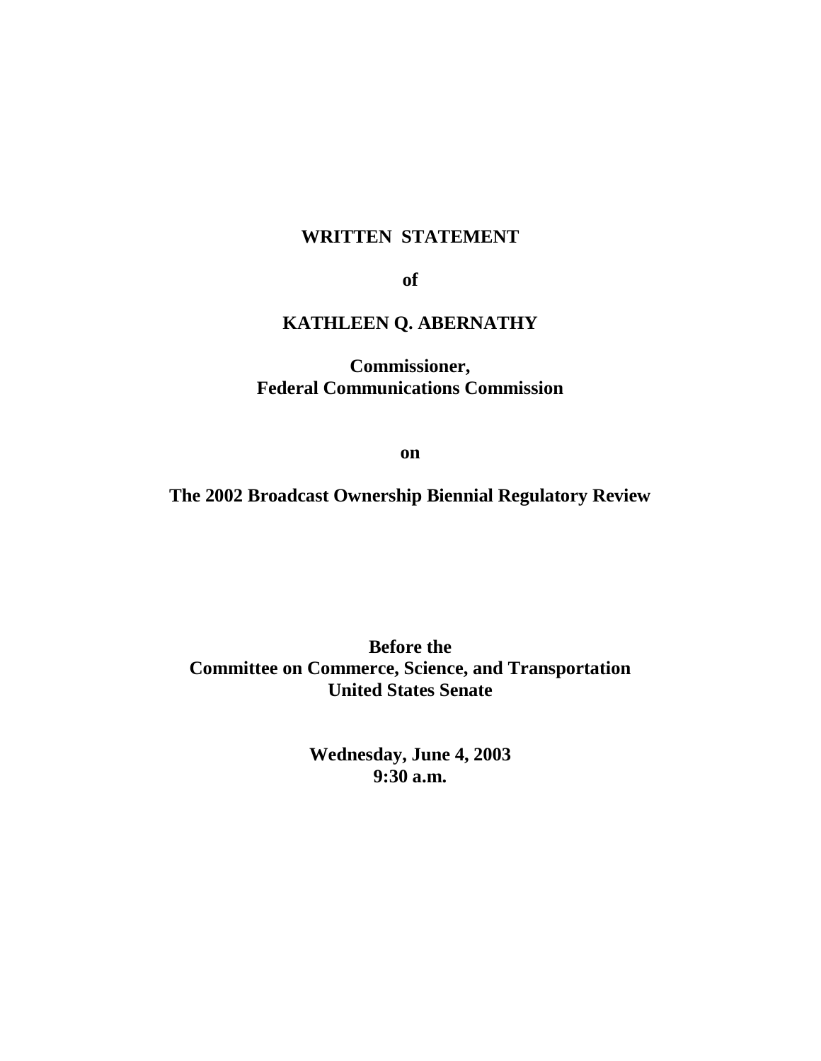**WRITTEN STATEMENT**

**of**

**KATHLEEN Q. ABERNATHY**

**Commissioner,**
**Federal Communications Commission**

**on**

**The 2002 Broadcast Ownership Biennial Regulatory Review**

**Before the**
**Committee on Commerce, Science, and Transportation**
**United States Senate**

**Wednesday, June 4, 2003**
**9:30 a.m.**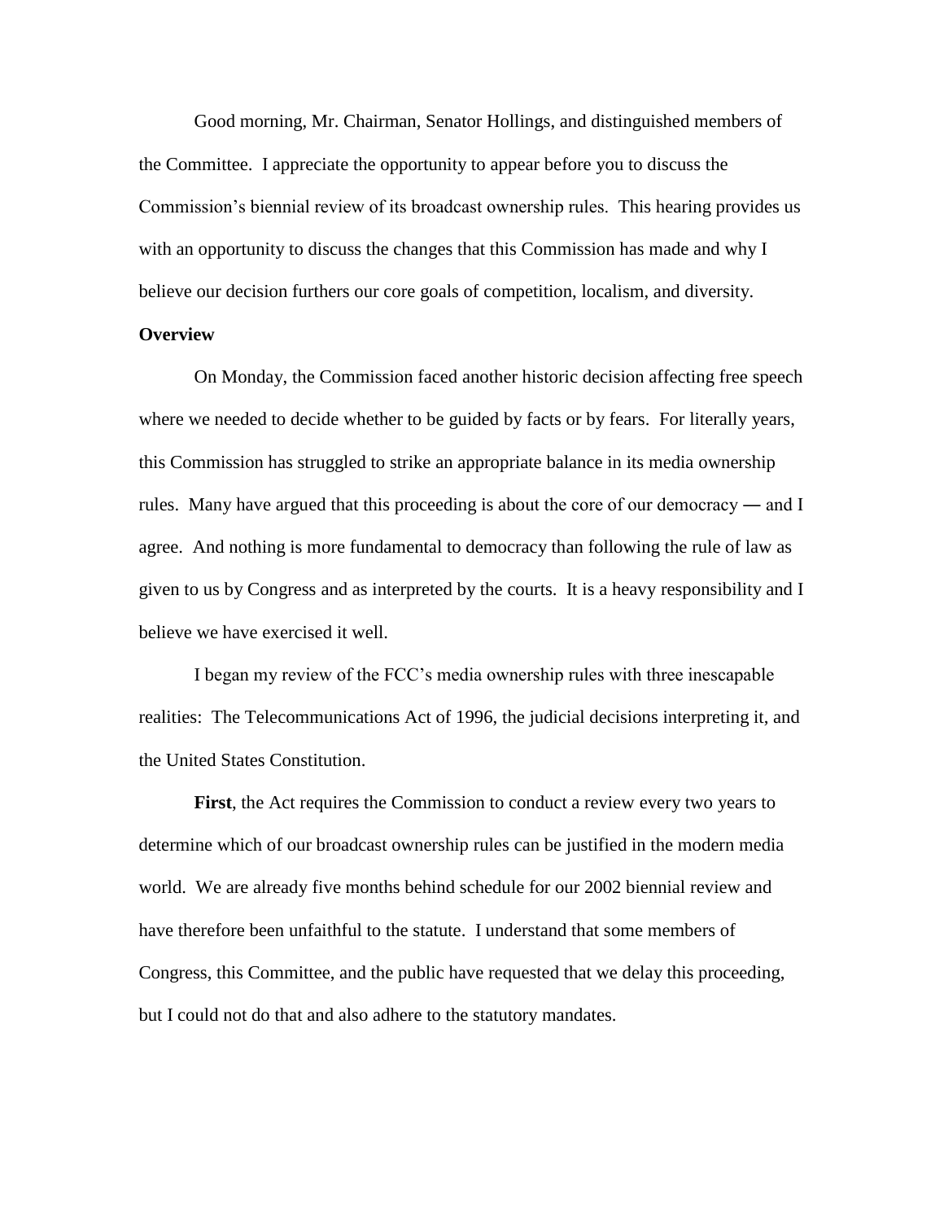Good morning, Mr. Chairman, Senator Hollings, and distinguished members of the Committee. I appreciate the opportunity to appear before you to discuss the Commission's biennial review of its broadcast ownership rules. This hearing provides us with an opportunity to discuss the changes that this Commission has made and why I believe our decision furthers our core goals of competition, localism, and diversity.

**Overview**

On Monday, the Commission faced another historic decision affecting free speech where we needed to decide whether to be guided by facts or by fears. For literally years, this Commission has struggled to strike an appropriate balance in its media ownership rules. Many have argued that this proceeding is about the core of our democracy — and I agree. And nothing is more fundamental to democracy than following the rule of law as given to us by Congress and as interpreted by the courts. It is a heavy responsibility and I believe we have exercised it well.

I began my review of the FCC's media ownership rules with three inescapable realities: The Telecommunications Act of 1996, the judicial decisions interpreting it, and the United States Constitution.

**First**, the Act requires the Commission to conduct a review every two years to determine which of our broadcast ownership rules can be justified in the modern media world. We are already five months behind schedule for our 2002 biennial review and have therefore been unfaithful to the statute. I understand that some members of Congress, this Committee, and the public have requested that we delay this proceeding, but I could not do that and also adhere to the statutory mandates.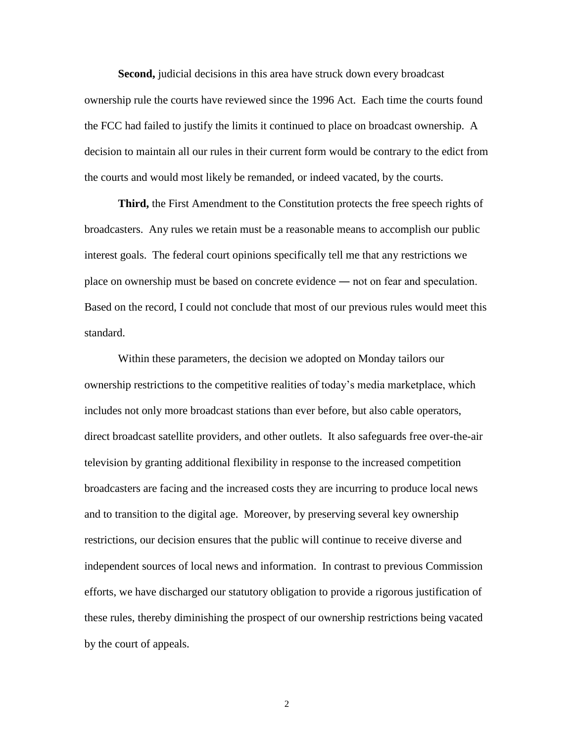**Second,** judicial decisions in this area have struck down every broadcast ownership rule the courts have reviewed since the 1996 Act. Each time the courts found the FCC had failed to justify the limits it continued to place on broadcast ownership. A decision to maintain all our rules in their current form would be contrary to the edict from the courts and would most likely be remanded, or indeed vacated, by the courts.

**Third,** the First Amendment to the Constitution protects the free speech rights of broadcasters. Any rules we retain must be a reasonable means to accomplish our public interest goals. The federal court opinions specifically tell me that any restrictions we place on ownership must be based on concrete evidence — not on fear and speculation. Based on the record, I could not conclude that most of our previous rules would meet this standard.

Within these parameters, the decision we adopted on Monday tailors our ownership restrictions to the competitive realities of today's media marketplace, which includes not only more broadcast stations than ever before, but also cable operators, direct broadcast satellite providers, and other outlets. It also safeguards free over-the-air television by granting additional flexibility in response to the increased competition broadcasters are facing and the increased costs they are incurring to produce local news and to transition to the digital age. Moreover, by preserving several key ownership restrictions, our decision ensures that the public will continue to receive diverse and independent sources of local news and information. In contrast to previous Commission efforts, we have discharged our statutory obligation to provide a rigorous justification of these rules, thereby diminishing the prospect of our ownership restrictions being vacated by the court of appeals.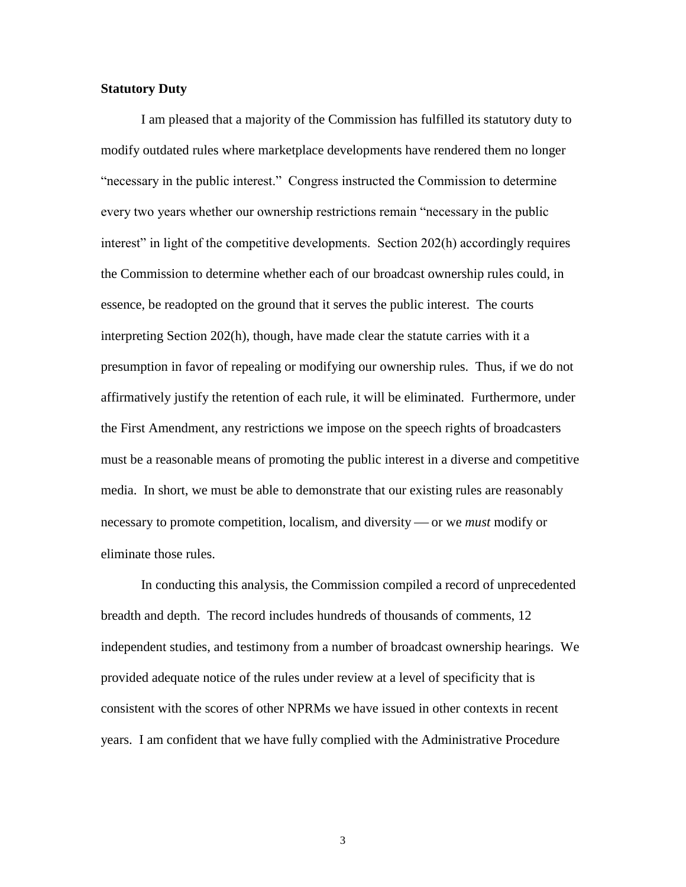**Statutory Duty**

I am pleased that a majority of the Commission has fulfilled its statutory duty to modify outdated rules where marketplace developments have rendered them no longer "necessary in the public interest." Congress instructed the Commission to determine every two years whether our ownership restrictions remain "necessary in the public interest" in light of the competitive developments. Section 202(h) accordingly requires the Commission to determine whether each of our broadcast ownership rules could, in essence, be readopted on the ground that it serves the public interest. The courts interpreting Section 202(h), though, have made clear the statute carries with it a presumption in favor of repealing or modifying our ownership rules. Thus, if we do not affirmatively justify the retention of each rule, it will be eliminated. Furthermore, under the First Amendment, any restrictions we impose on the speech rights of broadcasters must be a reasonable means of promoting the public interest in a diverse and competitive media. In short, we must be able to demonstrate that our existing rules are reasonably necessary to promote competition, localism, and diversity — or we *must* modify or eliminate those rules.

In conducting this analysis, the Commission compiled a record of unprecedented breadth and depth. The record includes hundreds of thousands of comments, 12 independent studies, and testimony from a number of broadcast ownership hearings. We provided adequate notice of the rules under review at a level of specificity that is consistent with the scores of other NPRMs we have issued in other contexts in recent years. I am confident that we have fully complied with the Administrative Procedure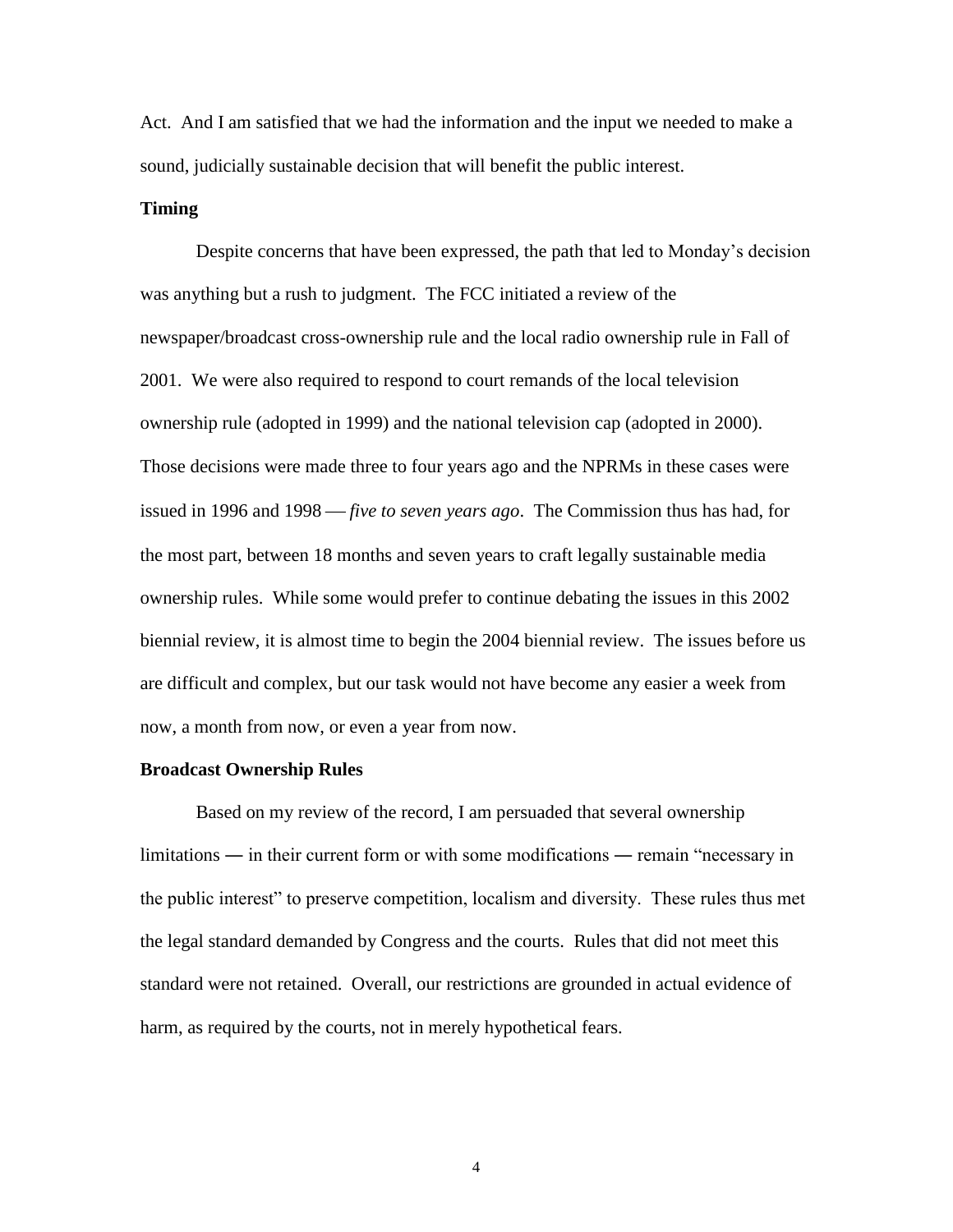Act. And I am satisfied that we had the information and the input we needed to make a sound, judicially sustainable decision that will benefit the public interest.

**Timing**

Despite concerns that have been expressed, the path that led to Monday's decision was anything but a rush to judgment. The FCC initiated a review of the newspaper/broadcast cross-ownership rule and the local radio ownership rule in Fall of 2001. We were also required to respond to court remands of the local television ownership rule (adopted in 1999) and the national television cap (adopted in 2000). Those decisions were made three to four years ago and the NPRMs in these cases were issued in 1996 and 1998 — *five to seven years ago*. The Commission thus has had, for the most part, between 18 months and seven years to craft legally sustainable media ownership rules. While some would prefer to continue debating the issues in this 2002 biennial review, it is almost time to begin the 2004 biennial review. The issues before us are difficult and complex, but our task would not have become any easier a week from now, a month from now, or even a year from now.

**Broadcast Ownership Rules**

Based on my review of the record, I am persuaded that several ownership limitations — in their current form or with some modifications — remain "necessary in the public interest" to preserve competition, localism and diversity. These rules thus met the legal standard demanded by Congress and the courts. Rules that did not meet this standard were not retained. Overall, our restrictions are grounded in actual evidence of harm, as required by the courts, not in merely hypothetical fears.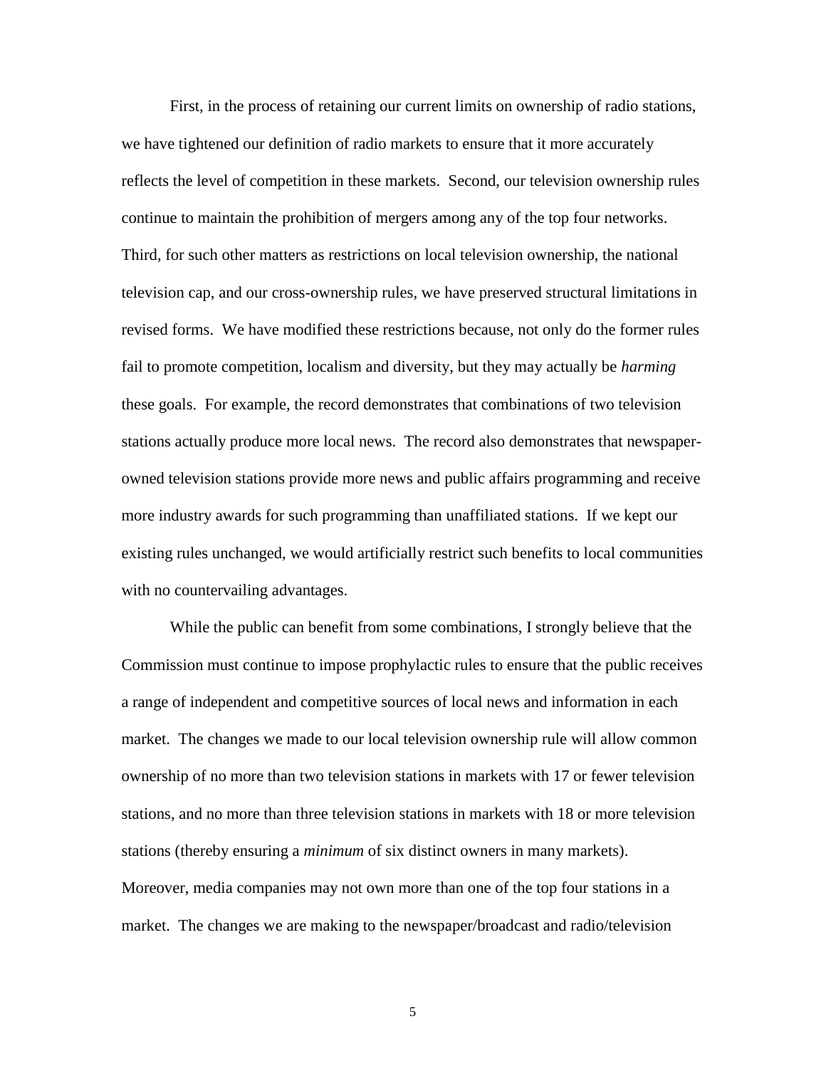First, in the process of retaining our current limits on ownership of radio stations, we have tightened our definition of radio markets to ensure that it more accurately reflects the level of competition in these markets. Second, our television ownership rules continue to maintain the prohibition of mergers among any of the top four networks. Third, for such other matters as restrictions on local television ownership, the national television cap, and our cross-ownership rules, we have preserved structural limitations in revised forms. We have modified these restrictions because, not only do the former rules fail to promote competition, localism and diversity, but they may actually be *harming* these goals. For example, the record demonstrates that combinations of two television stations actually produce more local news. The record also demonstrates that newspaper-owned television stations provide more news and public affairs programming and receive more industry awards for such programming than unaffiliated stations. If we kept our existing rules unchanged, we would artificially restrict such benefits to local communities with no countervailing advantages.

While the public can benefit from some combinations, I strongly believe that the Commission must continue to impose prophylactic rules to ensure that the public receives a range of independent and competitive sources of local news and information in each market. The changes we made to our local television ownership rule will allow common ownership of no more than two television stations in markets with 17 or fewer television stations, and no more than three television stations in markets with 18 or more television stations (thereby ensuring a *minimum* of six distinct owners in many markets). Moreover, media companies may not own more than one of the top four stations in a market. The changes we are making to the newspaper/broadcast and radio/television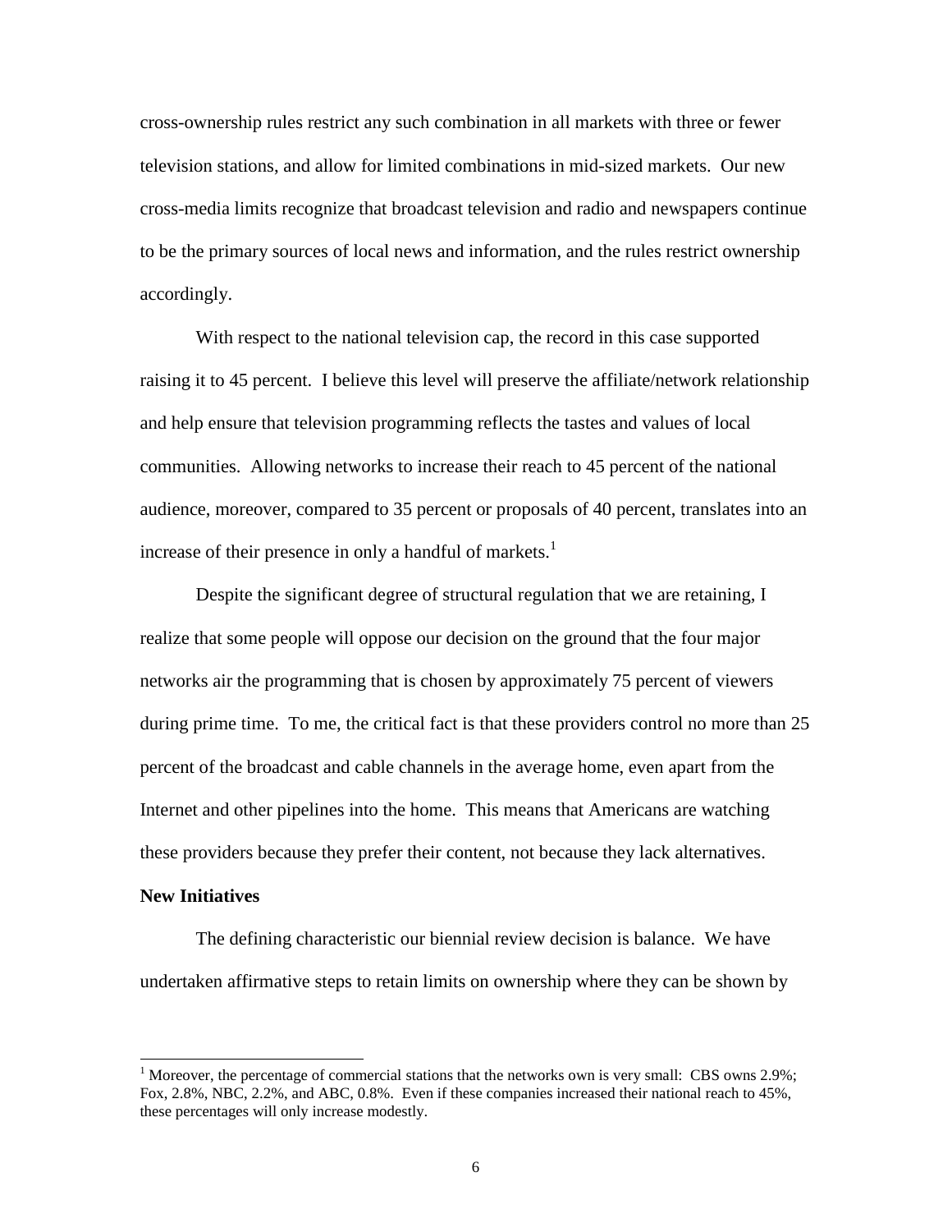cross-ownership rules restrict any such combination in all markets with three or fewer television stations, and allow for limited combinations in mid-sized markets. Our new cross-media limits recognize that broadcast television and radio and newspapers continue to be the primary sources of local news and information, and the rules restrict ownership accordingly.

With respect to the national television cap, the record in this case supported raising it to 45 percent. I believe this level will preserve the affiliate/network relationship and help ensure that television programming reflects the tastes and values of local communities. Allowing networks to increase their reach to 45 percent of the national audience, moreover, compared to 35 percent or proposals of 40 percent, translates into an increase of their presence in only a handful of markets.[1]

Despite the significant degree of structural regulation that we are retaining, I realize that some people will oppose our decision on the ground that the four major networks air the programming that is chosen by approximately 75 percent of viewers during prime time. To me, the critical fact is that these providers control no more than 25 percent of the broadcast and cable channels in the average home, even apart from the Internet and other pipelines into the home. This means that Americans are watching these providers because they prefer their content, not because they lack alternatives.

**New Initiatives**

The defining characteristic our biennial review decision is balance. We have undertaken affirmative steps to retain limits on ownership where they can be shown by

[1] Moreover, the percentage of commercial stations that the networks own is very small: CBS owns 2.9%; Fox, 2.8%, NBC, 2.2%, and ABC, 0.8%. Even if these companies increased their national reach to 45%, these percentages will only increase modestly.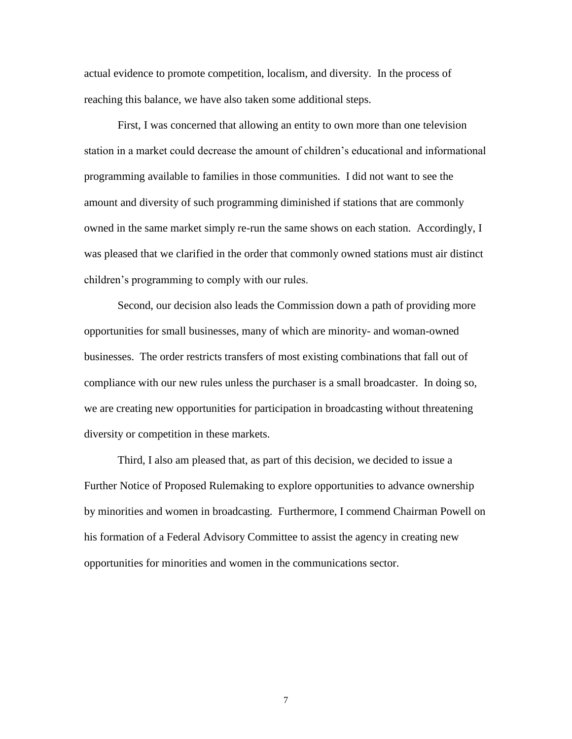actual evidence to promote competition, localism, and diversity. In the process of reaching this balance, we have also taken some additional steps.

First, I was concerned that allowing an entity to own more than one television station in a market could decrease the amount of children's educational and informational programming available to families in those communities. I did not want to see the amount and diversity of such programming diminished if stations that are commonly owned in the same market simply re-run the same shows on each station. Accordingly, I was pleased that we clarified in the order that commonly owned stations must air distinct children's programming to comply with our rules.

Second, our decision also leads the Commission down a path of providing more opportunities for small businesses, many of which are minority- and woman-owned businesses. The order restricts transfers of most existing combinations that fall out of compliance with our new rules unless the purchaser is a small broadcaster. In doing so, we are creating new opportunities for participation in broadcasting without threatening diversity or competition in these markets.

Third, I also am pleased that, as part of this decision, we decided to issue a Further Notice of Proposed Rulemaking to explore opportunities to advance ownership by minorities and women in broadcasting. Furthermore, I commend Chairman Powell on his formation of a Federal Advisory Committee to assist the agency in creating new opportunities for minorities and women in the communications sector.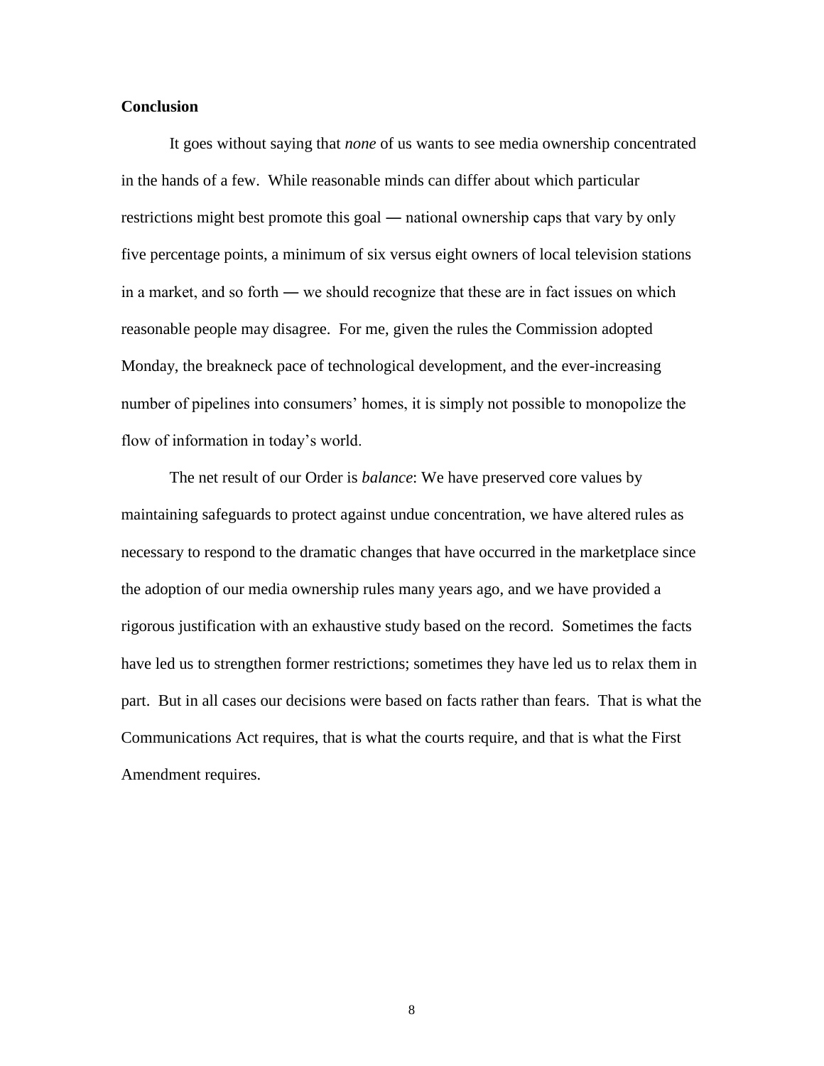## Conclusion

It goes without saying that *none* of us wants to see media ownership concentrated in the hands of a few. While reasonable minds can differ about which particular restrictions might best promote this goal — national ownership caps that vary by only five percentage points, a minimum of six versus eight owners of local television stations in a market, and so forth — we should recognize that these are in fact issues on which reasonable people may disagree. For me, given the rules the Commission adopted Monday, the breakneck pace of technological development, and the ever-increasing number of pipelines into consumers' homes, it is simply not possible to monopolize the flow of information in today's world.

The net result of our Order is *balance*: We have preserved core values by maintaining safeguards to protect against undue concentration, we have altered rules as necessary to respond to the dramatic changes that have occurred in the marketplace since the adoption of our media ownership rules many years ago, and we have provided a rigorous justification with an exhaustive study based on the record. Sometimes the facts have led us to strengthen former restrictions; sometimes they have led us to relax them in part. But in all cases our decisions were based on facts rather than fears. That is what the Communications Act requires, that is what the courts require, and that is what the First Amendment requires.